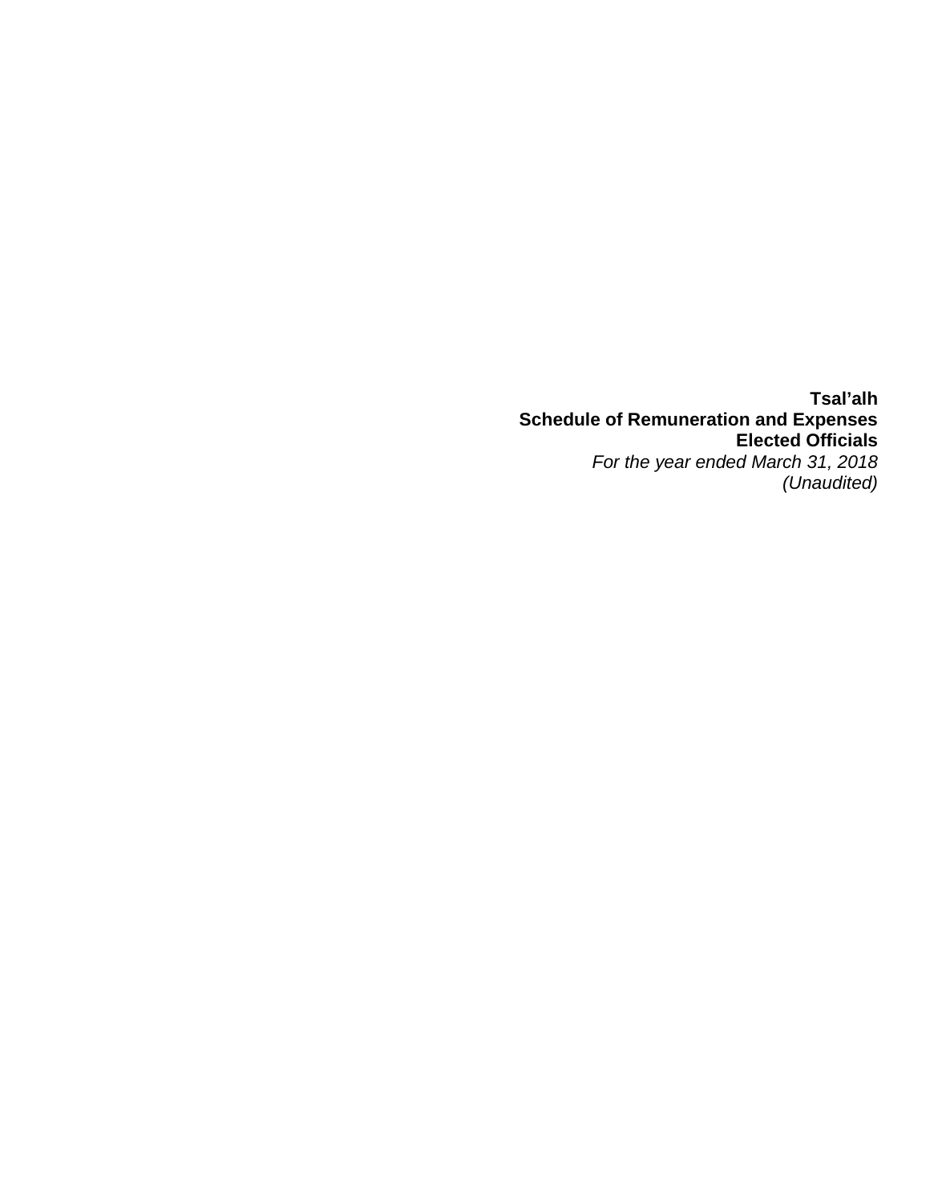**Tsal'alh**
**Schedule of Remuneration and Expenses**
**Elected Officials**
*For the year ended March 31, 2018*
*(Unaudited)*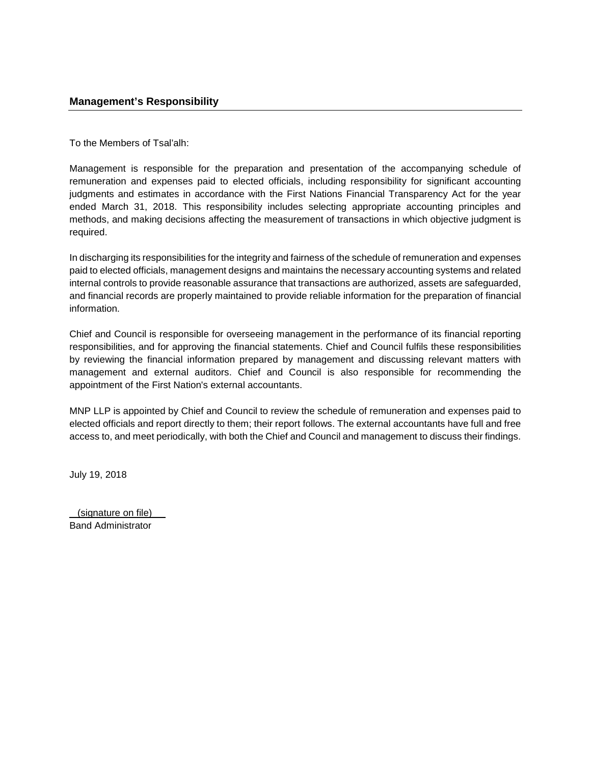## Management's Responsibility

To the Members of Tsal'alh:

Management is responsible for the preparation and presentation of the accompanying schedule of remuneration and expenses paid to elected officials, including responsibility for significant accounting judgments and estimates in accordance with the First Nations Financial Transparency Act for the year ended March 31, 2018. This responsibility includes selecting appropriate accounting principles and methods, and making decisions affecting the measurement of transactions in which objective judgment is required.

In discharging its responsibilities for the integrity and fairness of the schedule of remuneration and expenses paid to elected officials, management designs and maintains the necessary accounting systems and related internal controls to provide reasonable assurance that transactions are authorized, assets are safeguarded, and financial records are properly maintained to provide reliable information for the preparation of financial information.

Chief and Council is responsible for overseeing management in the performance of its financial reporting responsibilities, and for approving the financial statements. Chief and Council fulfils these responsibilities by reviewing the financial information prepared by management and discussing relevant matters with management and external auditors. Chief and Council is also responsible for recommending the appointment of the First Nation's external accountants.

MNP LLP is appointed by Chief and Council to review the schedule of remuneration and expenses paid to elected officials and report directly to them; their report follows. The external accountants have full and free access to, and meet periodically, with both the Chief and Council and management to discuss their findings.

July 19, 2018

(signature on file)
Band Administrator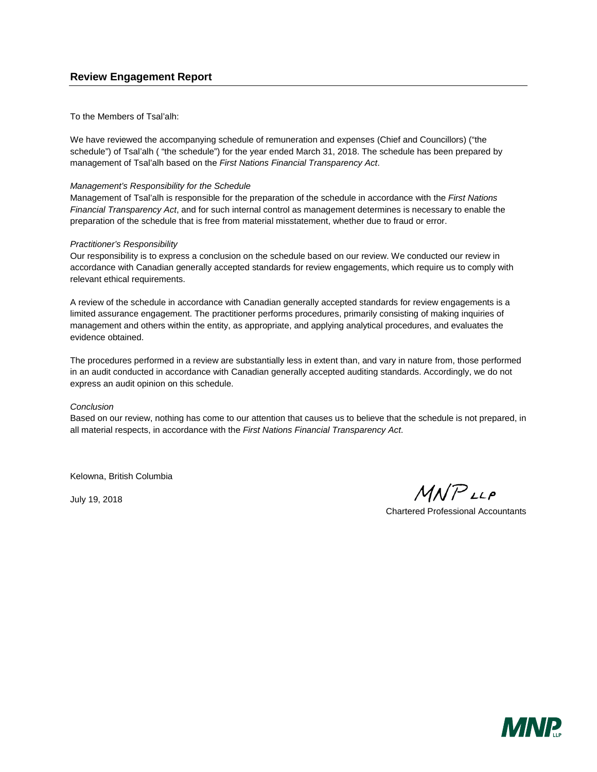## Review Engagement Report

To the Members of Tsal'alh:

We have reviewed the accompanying schedule of remuneration and expenses (Chief and Councillors) ("the schedule") of Tsal'alh ( "the schedule") for the year ended March 31, 2018. The schedule has been prepared by management of Tsal'alh based on the *First Nations Financial Transparency Act*.

*Management's Responsibility for the Schedule*
Management of Tsal'alh is responsible for the preparation of the schedule in accordance with the *First Nations Financial Transparency Act*, and for such internal control as management determines is necessary to enable the preparation of the schedule that is free from material misstatement, whether due to fraud or error.

*Practitioner's Responsibility*
Our responsibility is to express a conclusion on the schedule based on our review. We conducted our review in accordance with Canadian generally accepted standards for review engagements, which require us to comply with relevant ethical requirements.

A review of the schedule in accordance with Canadian generally accepted standards for review engagements is a limited assurance engagement. The practitioner performs procedures, primarily consisting of making inquiries of management and others within the entity, as appropriate, and applying analytical procedures, and evaluates the evidence obtained.

The procedures performed in a review are substantially less in extent than, and vary in nature from, those performed in an audit conducted in accordance with Canadian generally accepted auditing standards. Accordingly, we do not express an audit opinion on this schedule.

*Conclusion*
Based on our review, nothing has come to our attention that causes us to believe that the schedule is not prepared, in all material respects, in accordance with the *First Nations Financial Transparency Act*.

Kelowna, British Columbia

July 19, 2018

MNP LLP

Chartered Professional Accountants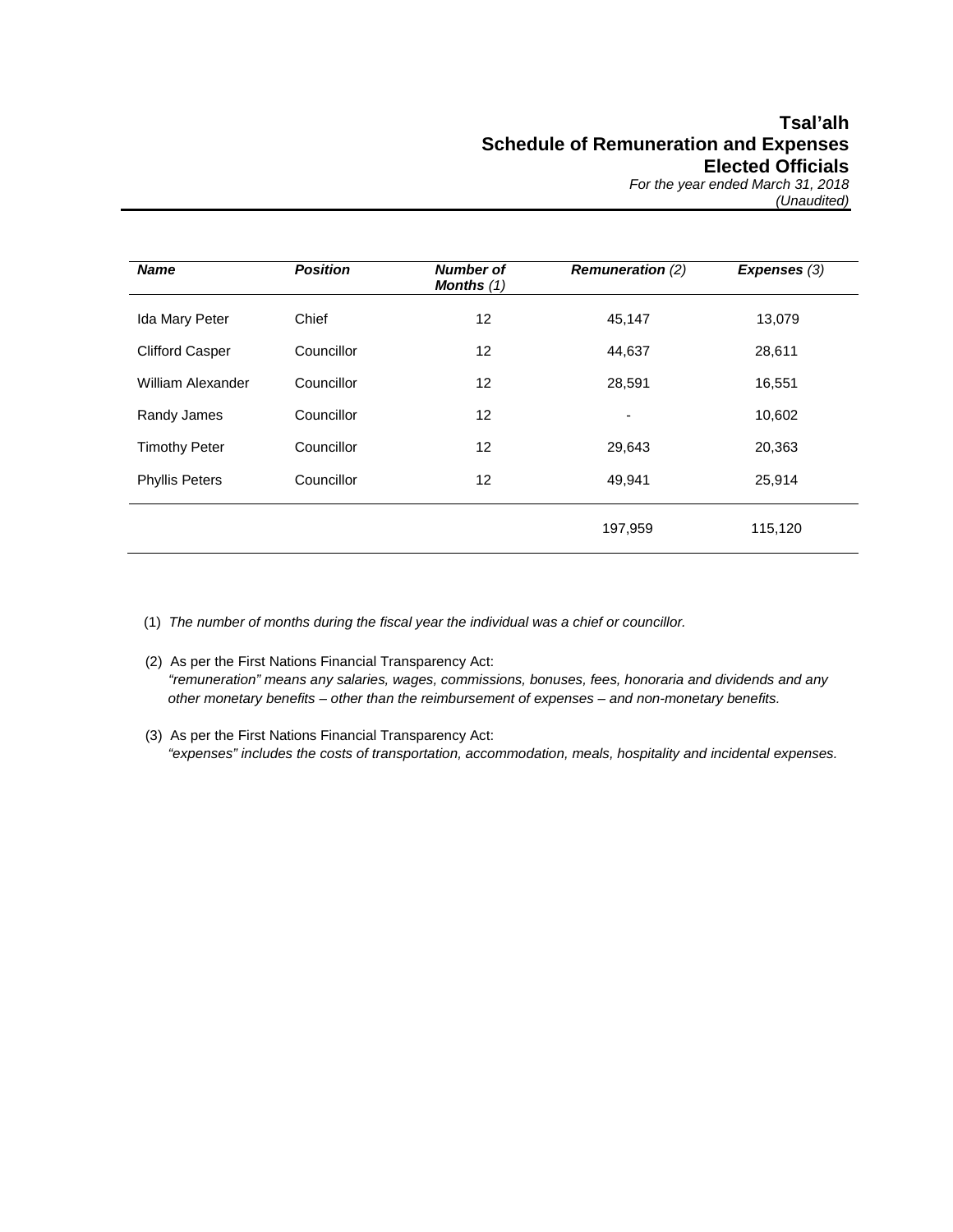# Tsal'alh
## Schedule of Remuneration and Expenses
## Elected Officials

*For the year ended March 31, 2018*
*(Unaudited)*

| ***Name*** | ***Position*** | ***Number of Months*** *(1)* | ***Remuneration*** *(2)* | ***Expenses*** *(3)* |
|---|---|---|---|---|
| Ida Mary Peter | Chief | 12 | 45,147 | 13,079 |
| Clifford Casper | Councillor | 12 | 44,637 | 28,611 |
| William Alexander | Councillor | 12 | 28,591 | 16,551 |
| Randy James | Councillor | 12 | - | 10,602 |
| Timothy Peter | Councillor | 12 | 29,643 | 20,363 |
| Phyllis Peters | Councillor | 12 | 49,941 | 25,914 |
| | | | 197,959 | 115,120 |

(1) *The number of months during the fiscal year the individual was a chief or councillor.*

(2) As per the First Nations Financial Transparency Act:
*"remuneration" means any salaries, wages, commissions, bonuses, fees, honoraria and dividends and any other monetary benefits – other than the reimbursement of expenses – and non-monetary benefits.*

(3) As per the First Nations Financial Transparency Act:
*"expenses" includes the costs of transportation, accommodation, meals, hospitality and incidental expenses.*